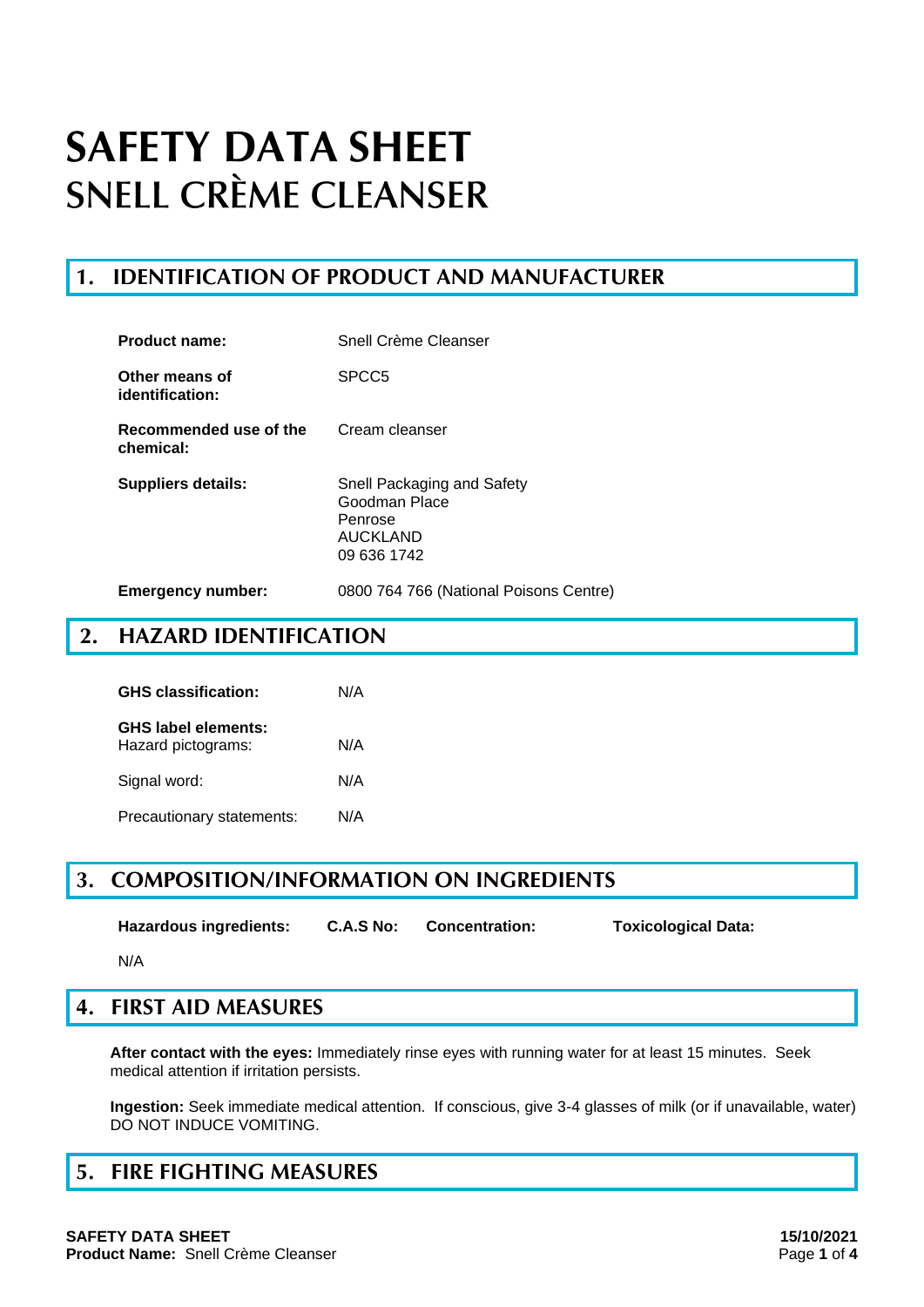# SAFETY DATA SHEET
# SNELL CRÈME CLEANSER

## 1. IDENTIFICATION OF PRODUCT AND MANUFACTURER

| | |
|---|---|
| **Product name:** | Snell Crème Cleanser |
| **Other means of identification:** | SPCC5 |
| **Recommended use of the chemical:** | Cream cleanser |
| **Suppliers details:** | Snell Packaging and Safety<br>Goodman Place<br>Penrose<br>AUCKLAND<br>09 636 1742 |
| **Emergency number:** | 0800 764 766 (National Poisons Centre) |

## 2. HAZARD IDENTIFICATION

| | |
|---|---|
| **GHS classification:** | N/A |
| **GHS label elements:**<br>Hazard pictograms: | N/A |
| Signal word: | N/A |
| Precautionary statements: | N/A |

## 3. COMPOSITION/INFORMATION ON INGREDIENTS

| Hazardous ingredients: | C.A.S No: | Concentration: | Toxicological Data: |
|---|---|---|---|
| N/A | | | |

## 4. FIRST AID MEASURES

**After contact with the eyes:** Immediately rinse eyes with running water for at least 15 minutes. Seek medical attention if irritation persists.

**Ingestion:** Seek immediate medical attention. If conscious, give 3-4 glasses of milk (or if unavailable, water) DO NOT INDUCE VOMITING.

## 5. FIRE FIGHTING MEASURES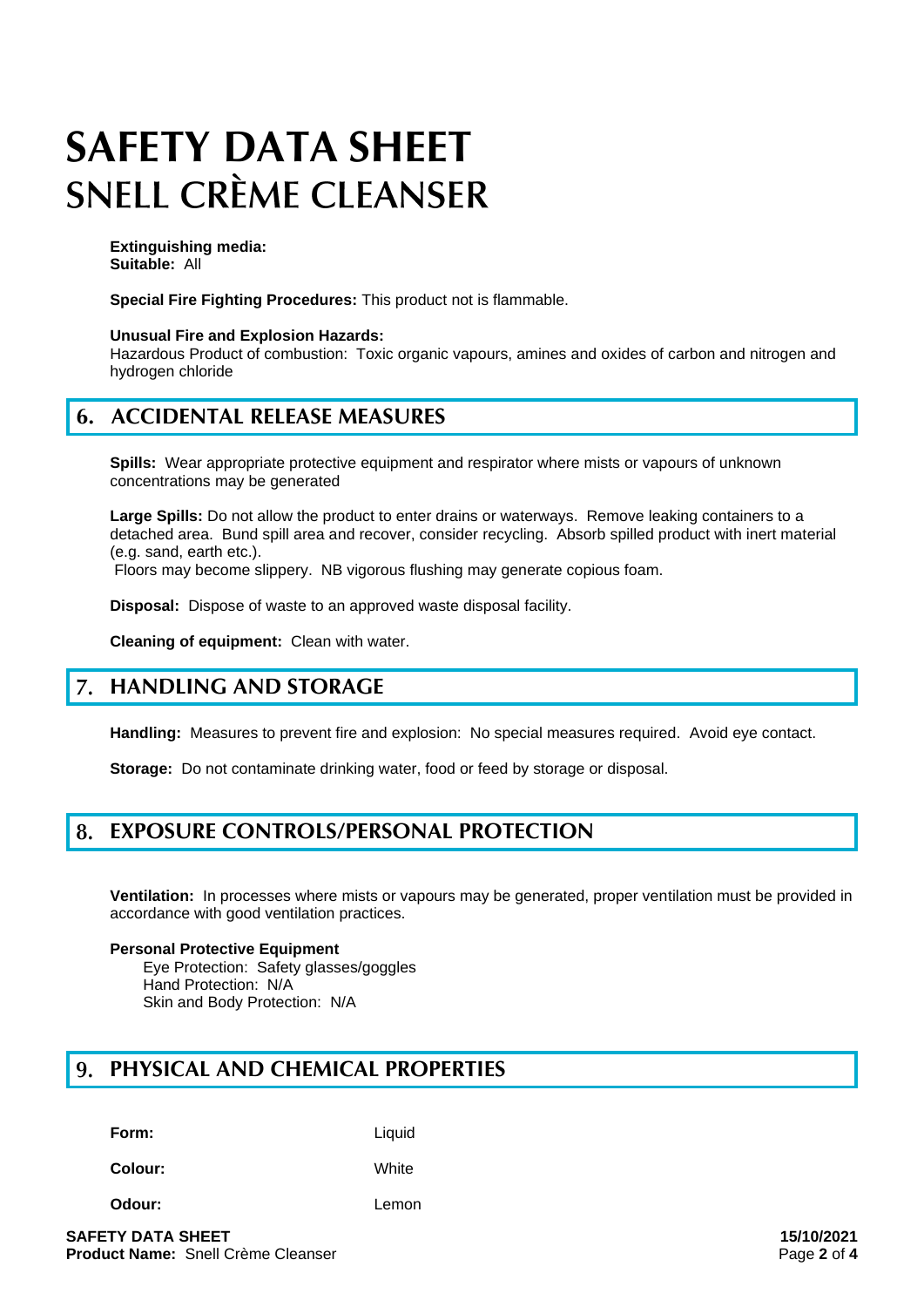**Extinguishing media:**
**Suitable:** All

**Special Fire Fighting Procedures:** This product not is flammable.

**Unusual Fire and Explosion Hazards:**
Hazardous Product of combustion: Toxic organic vapours, amines and oxides of carbon and nitrogen and hydrogen chloride

## 6. ACCIDENTAL RELEASE MEASURES

**Spills:** Wear appropriate protective equipment and respirator where mists or vapours of unknown concentrations may be generated

**Large Spills:** Do not allow the product to enter drains or waterways. Remove leaking containers to a detached area. Bund spill area and recover, consider recycling. Absorb spilled product with inert material (e.g. sand, earth etc.).
Floors may become slippery. NB vigorous flushing may generate copious foam.

**Disposal:** Dispose of waste to an approved waste disposal facility.

**Cleaning of equipment:** Clean with water.

## 7. HANDLING AND STORAGE

**Handling:** Measures to prevent fire and explosion: No special measures required. Avoid eye contact.

**Storage:** Do not contaminate drinking water, food or feed by storage or disposal.

## 8. EXPOSURE CONTROLS/PERSONAL PROTECTION

**Ventilation:** In processes where mists or vapours may be generated, proper ventilation must be provided in accordance with good ventilation practices.

**Personal Protective Equipment**
- Eye Protection: Safety glasses/goggles
- Hand Protection: N/A
- Skin and Body Protection: N/A

## 9. PHYSICAL AND CHEMICAL PROPERTIES

| | |
|---|---|
| **Form:** | Liquid |
| **Colour:** | White |
| **Odour:** | Lemon |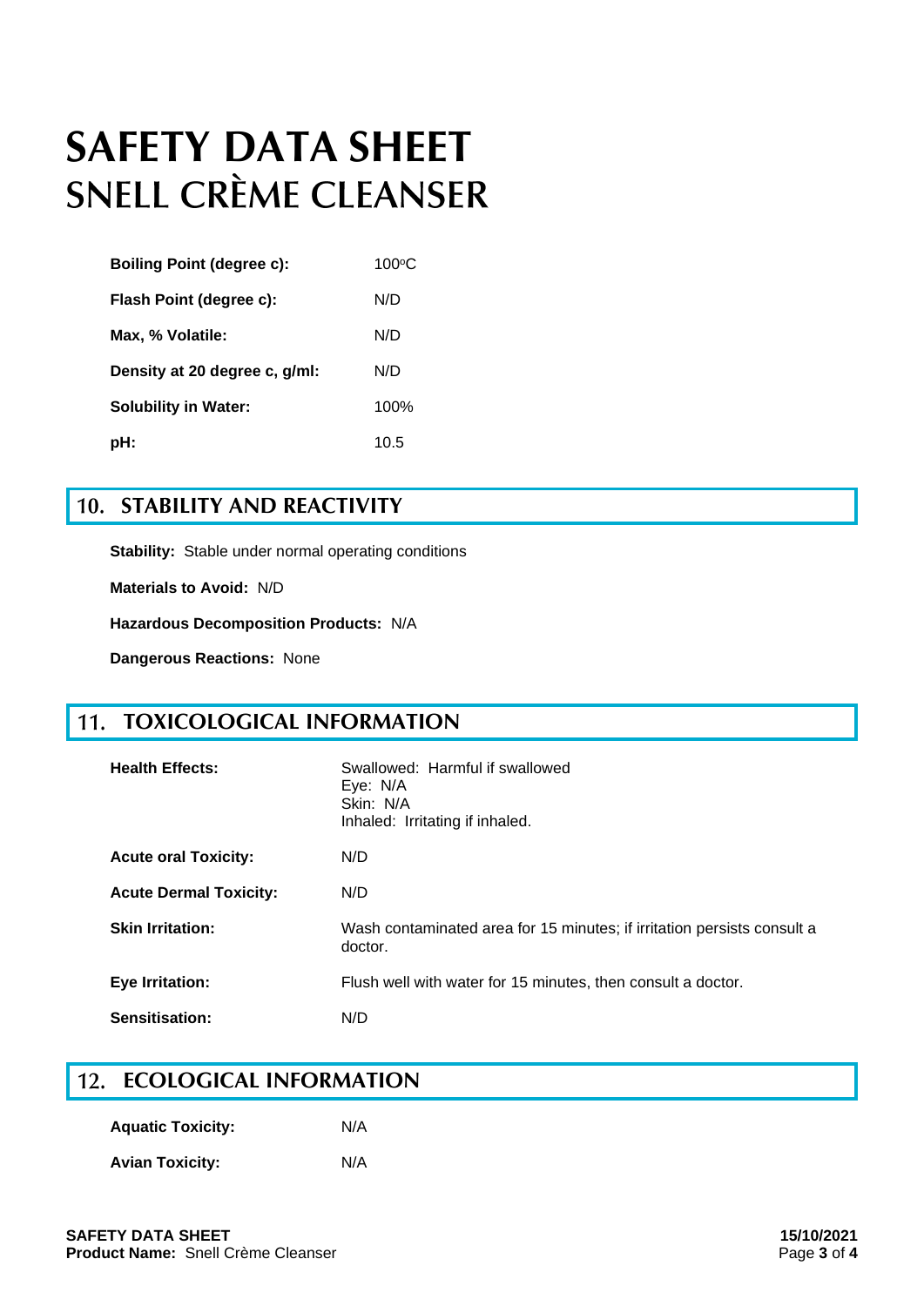# SAFETY DATA SHEET
# SNELL CRÈME CLEANSER

| | |
|---|---|
| **Boiling Point (degree c):** | 100°C |
| **Flash Point (degree c):** | N/D |
| **Max, % Volatile:** | N/D |
| **Density at 20 degree c, g/ml:** | N/D |
| **Solubility in Water:** | 100% |
| **pH:** | 10.5 |

## 10. STABILITY AND REACTIVITY

**Stability:** Stable under normal operating conditions

**Materials to Avoid:** N/D

**Hazardous Decomposition Products:** N/A

**Dangerous Reactions:** None

## 11. TOXICOLOGICAL INFORMATION

| | |
|---|---|
| **Health Effects:** | Swallowed: Harmful if swallowed<br>Eye: N/A<br>Skin: N/A<br>Inhaled: Irritating if inhaled. |
| **Acute oral Toxicity:** | N/D |
| **Acute Dermal Toxicity:** | N/D |
| **Skin Irritation:** | Wash contaminated area for 15 minutes; if irritation persists consult a doctor. |
| **Eye Irritation:** | Flush well with water for 15 minutes, then consult a doctor. |
| **Sensitisation:** | N/D |

## 12. ECOLOGICAL INFORMATION

| | |
|---|---|
| **Aquatic Toxicity:** | N/A |
| **Avian Toxicity:** | N/A |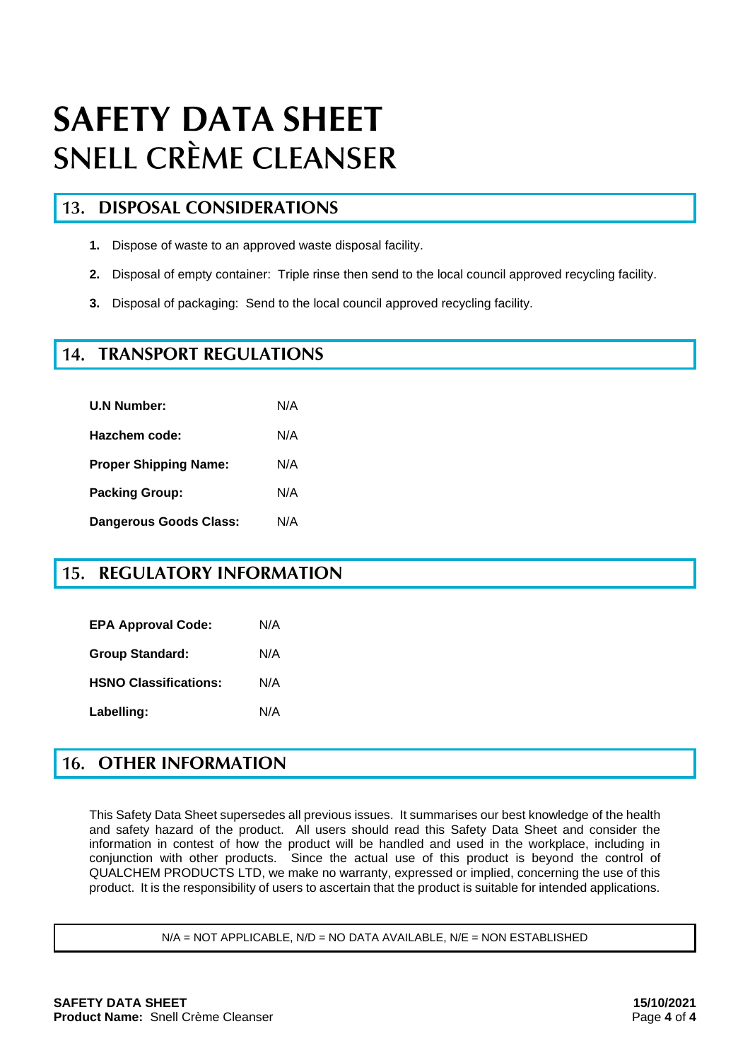# SAFETY DATA SHEET
# SNELL CRÈME CLEANSER

## 13. DISPOSAL CONSIDERATIONS

1. Dispose of waste to an approved waste disposal facility.
2. Disposal of empty container: Triple rinse then send to the local council approved recycling facility.
3. Disposal of packaging: Send to the local council approved recycling facility.

## 14. TRANSPORT REGULATIONS

| | |
|---|---|
| **U.N Number:** | N/A |
| **Hazchem code:** | N/A |
| **Proper Shipping Name:** | N/A |
| **Packing Group:** | N/A |
| **Dangerous Goods Class:** | N/A |

## 15. REGULATORY INFORMATION

| | |
|---|---|
| **EPA Approval Code:** | N/A |
| **Group Standard:** | N/A |
| **HSNO Classifications:** | N/A |
| **Labelling:** | N/A |

## 16. OTHER INFORMATION

This Safety Data Sheet supersedes all previous issues. It summarises our best knowledge of the health and safety hazard of the product. All users should read this Safety Data Sheet and consider the information in contest of how the product will be handled and used in the workplace, including in conjunction with other products. Since the actual use of this product is beyond the control of QUALCHEM PRODUCTS LTD, we make no warranty, expressed or implied, concerning the use of this product. It is the responsibility of users to ascertain that the product is suitable for intended applications.

N/A = NOT APPLICABLE, N/D = NO DATA AVAILABLE, N/E = NON ESTABLISHED

**SAFETY DATA SHEET** **15/10/2021**
**Product Name:** Snell Crème Cleanser